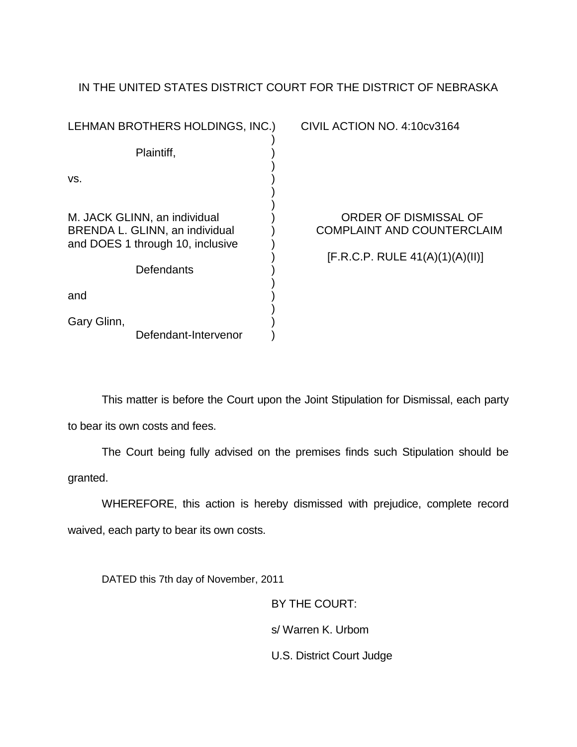IN THE UNITED STATES DISTRICT COURT FOR THE DISTRICT OF NEBRASKA

LEHMAN BROTHERS HOLDINGS, INC.)
Plaintiff,
vs.
M. JACK GLINN, an individual
BRENDA L. GLINN, an individual
and DOES 1 through 10, inclusive
Defendants
and
Gary Glinn,
Defendant-Intervenor

CIVIL ACTION NO. 4:10cv3164

ORDER OF DISMISSAL OF COMPLAINT AND COUNTERCLAIM

[F.R.C.P. RULE 41(A)(1)(A)(II)]

This matter is before the Court upon the Joint Stipulation for Dismissal, each party to bear its own costs and fees.

The Court being fully advised on the premises finds such Stipulation should be granted.

WHEREFORE, this action is hereby dismissed with prejudice, complete record waived, each party to bear its own costs.

DATED this 7th day of November, 2011

BY THE COURT:

s/ Warren K. Urbom

U.S. District Court Judge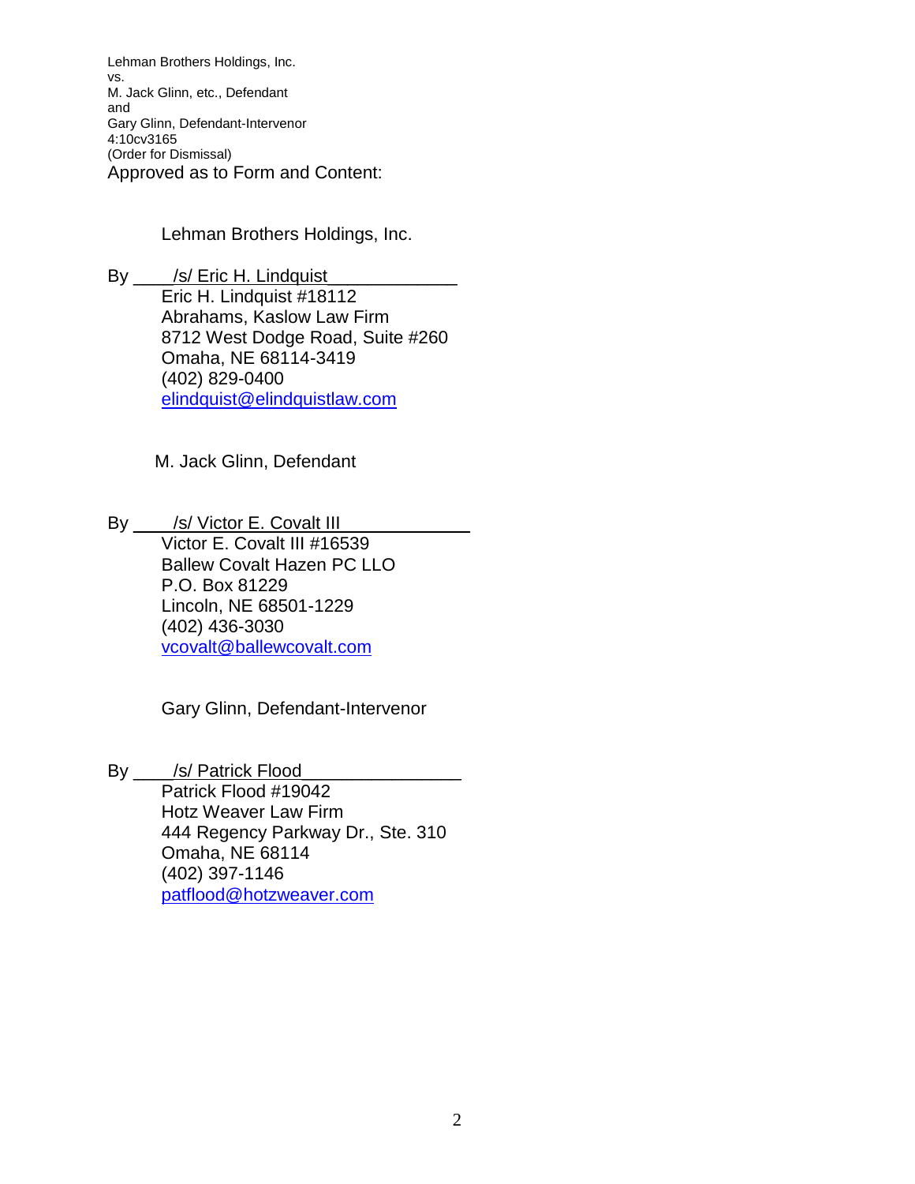Lehman Brothers Holdings, Inc.
vs.
M. Jack Glinn, etc., Defendant
and
Gary Glinn, Defendant-Intervenor
4:10cv3165
(Order for Dismissal)

Approved as to Form and Content:

Lehman Brothers Holdings, Inc.

By /s/ Eric H. Lindquist
Eric H. Lindquist #18112
Abrahams, Kaslow Law Firm
8712 West Dodge Road, Suite #260
Omaha, NE 68114-3419
(402) 829-0400
elindquist@elindquistlaw.com

M. Jack Glinn, Defendant

By /s/ Victor E. Covalt III
Victor E. Covalt III #16539
Ballew Covalt Hazen PC LLO
P.O. Box 81229
Lincoln, NE 68501-1229
(402) 436-3030
vcovalt@ballewcovalt.com

Gary Glinn, Defendant-Intervenor

By /s/ Patrick Flood
Patrick Flood #19042
Hotz Weaver Law Firm
444 Regency Parkway Dr., Ste. 310
Omaha, NE 68114
(402) 397-1146
patflood@hotzweaver.com